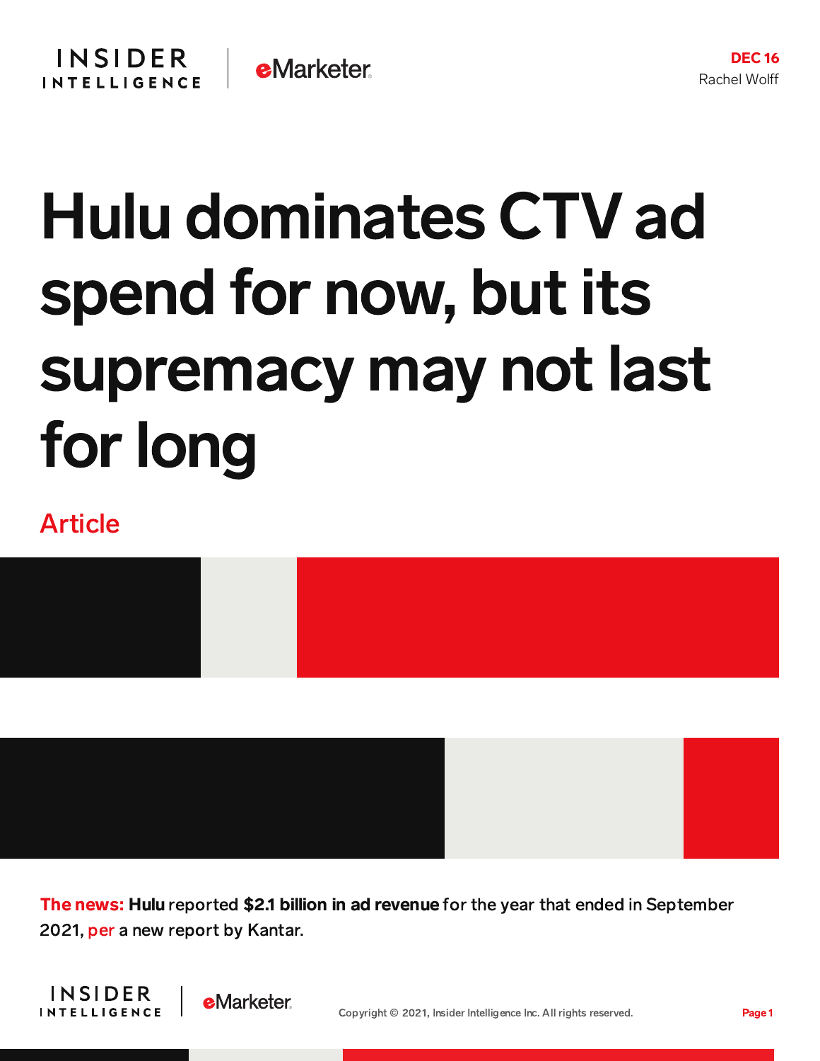DEC 16
Rachel Wolff

# Hulu dominates CTV ad spend for now, but its supremacy may not last for long

Article

**The news:** **Hulu** reported **$2.1 billion in ad revenue** for the year that ended in September 2021, per a new report by Kantar.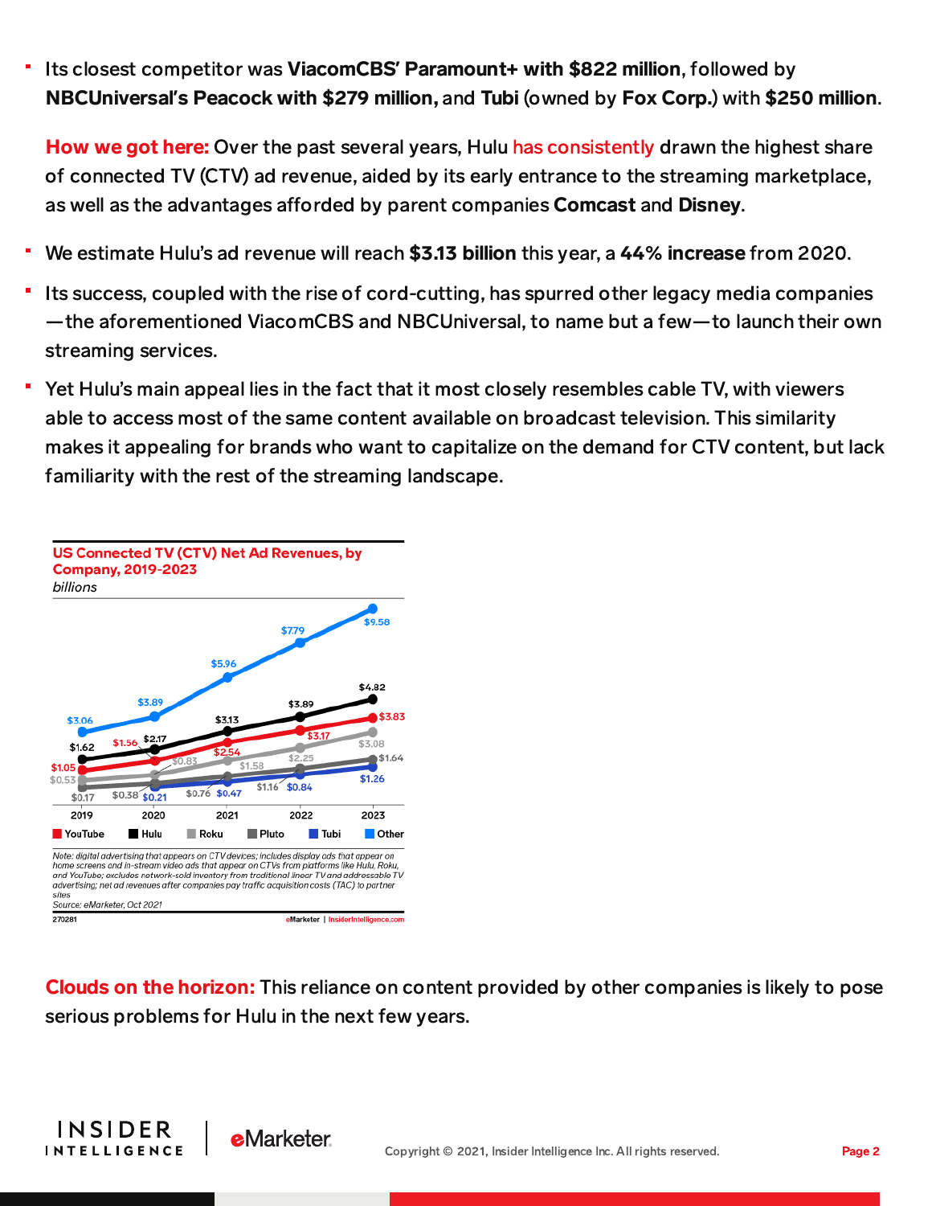- Its closest competitor was **ViacomCBS' Paramount+ with $822 million**, followed by **NBCUniversal's Peacock with $279 million,** and **Tubi** (owned by **Fox Corp.**) with **$250 million**.

**How we got here:** Over the past several years, Hulu has consistently drawn the highest share of connected TV (CTV) ad revenue, aided by its early entrance to the streaming marketplace, as well as the advantages afforded by parent companies **Comcast** and **Disney**.

- We estimate Hulu's ad revenue will reach **$3.13 billion** this year, a **44% increase** from 2020.
- Its success, coupled with the rise of cord-cutting, has spurred other legacy media companies—the aforementioned ViacomCBS and NBCUniversal, to name but a few—to launch their own streaming services.
- Yet Hulu's main appeal lies in the fact that it most closely resembles cable TV, with viewers able to access most of the same content available on broadcast television. This similarity makes it appealing for brands who want to capitalize on the demand for CTV content, but lack familiarity with the rest of the streaming landscape.

**US Connected TV (CTV) Net Ad Revenues, by Company, 2019-2023**
*billions*

| | 2019 | 2020 | 2021 | 2022 | 2023 |
|---|---|---|---|---|---|
| YouTube | $1.05 | $1.56 | $2.54 | $3.17 | $3.83 |
| Hulu | $1.62 | $2.17 | $3.13 | $3.89 | $4.82 |
| Roku | $0.53 | $0.83 | $1.58 | $2.25 | $3.08 |
| Pluto | $0.17 | $0.38 | $0.76 | $1.16 | $1.64 |
| Tubi | | $0.21 | $0.47 | $0.84 | $1.26 |
| Other | $3.06 | $3.89 | $5.96 | $7.79 | $9.58 |

*Note: digital advertising that appears on CTV devices; includes display ads that appear on home screens and in-stream video ads that appear on CTVs from platforms like Hulu, Roku, and YouTube; excludes network-sold inventory from traditional linear TV and addressable TV advertising; net ad revenues after companies pay traffic acquisition costs (TAC) to partner sites*
*Source: eMarketer, Oct 2021*

270281 eMarketer | InsiderIntelligence.com

**Clouds on the horizon:** This reliance on content provided by other companies is likely to pose serious problems for Hulu in the next few years.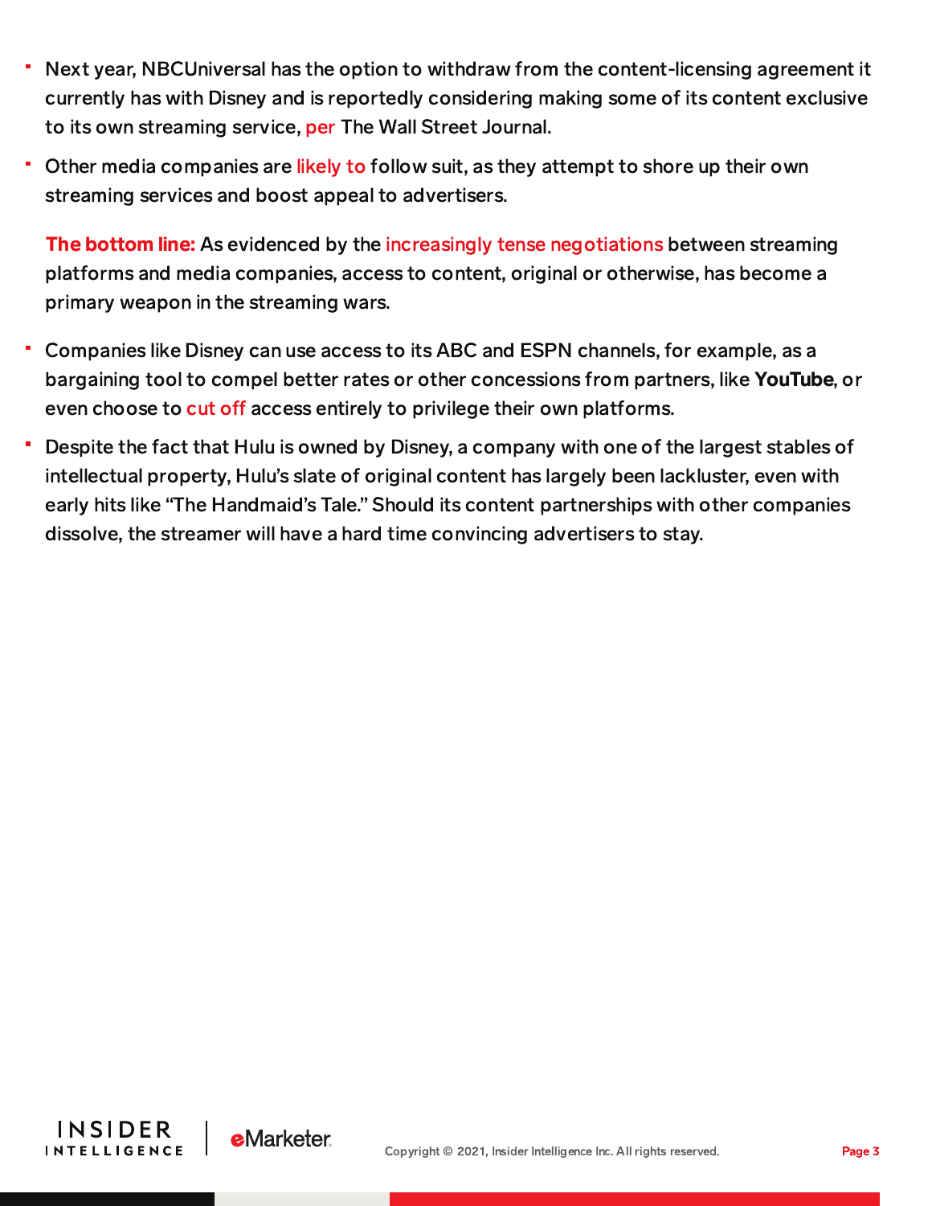- Next year, NBCUniversal has the option to withdraw from the content-licensing agreement it currently has with Disney and is reportedly considering making some of its content exclusive to its own streaming service, per The Wall Street Journal.
- Other media companies are likely to follow suit, as they attempt to shore up their own streaming services and boost appeal to advertisers.

**The bottom line:** As evidenced by the increasingly tense negotiations between streaming platforms and media companies, access to content, original or otherwise, has become a primary weapon in the streaming wars.

- Companies like Disney can use access to its ABC and ESPN channels, for example, as a bargaining tool to compel better rates or other concessions from partners, like **YouTube**, or even choose to cut off access entirely to privilege their own platforms.
- Despite the fact that Hulu is owned by Disney, a company with one of the largest stables of intellectual property, Hulu's slate of original content has largely been lackluster, even with early hits like "The Handmaid's Tale." Should its content partnerships with other companies dissolve, the streamer will have a hard time convincing advertisers to stay.